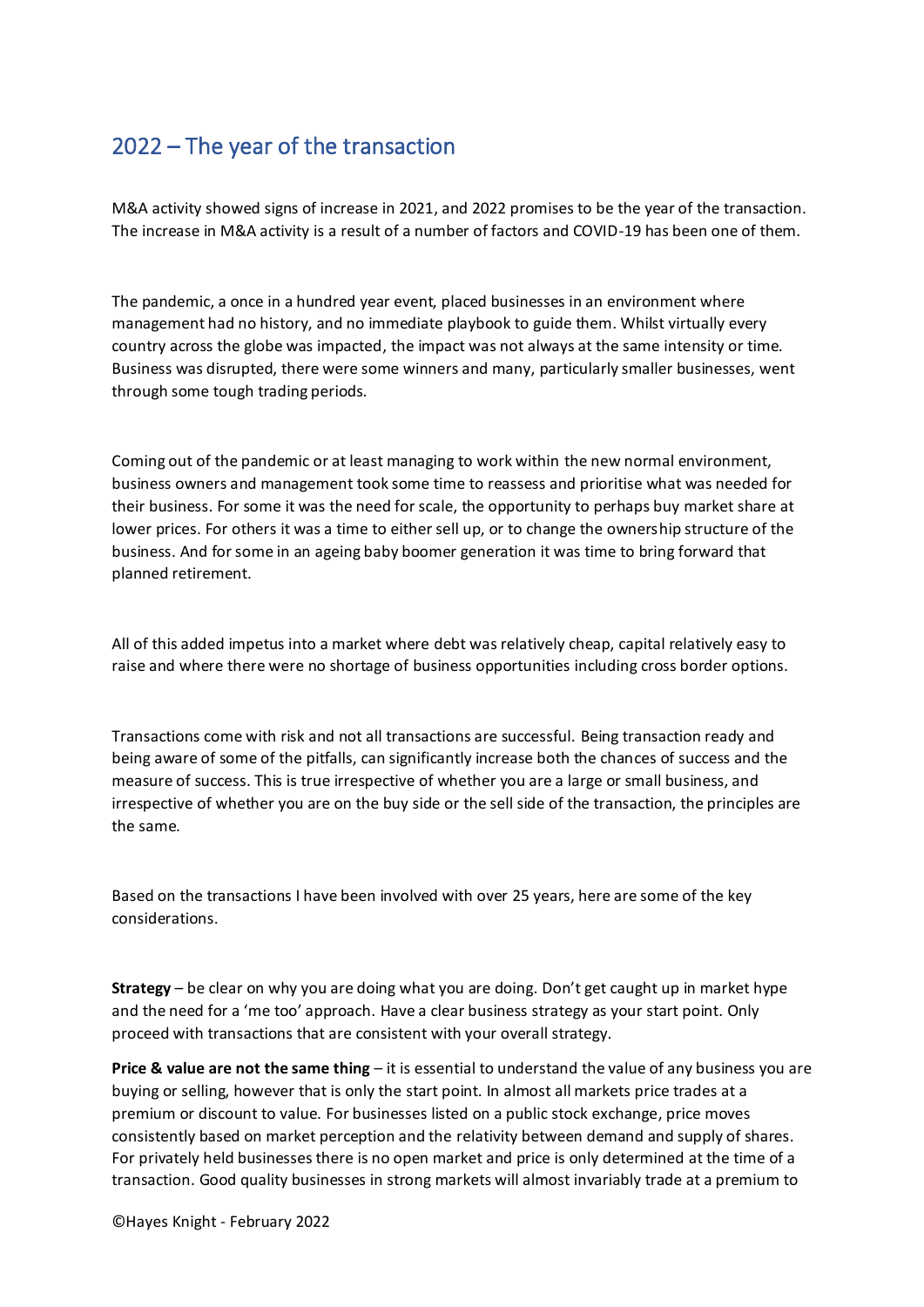# 2022 – The year of the transaction

M&A activity showed signs of increase in 2021, and 2022 promises to be the year of the transaction. The increase in M&A activity is a result of a number of factors and COVID-19 has been one of them.

The pandemic, a once in a hundred year event, placed businesses in an environment where management had no history, and no immediate playbook to guide them. Whilst virtually every country across the globe was impacted, the impact was not always at the same intensity or time. Business was disrupted, there were some winners and many, particularly smaller businesses, went through some tough trading periods.

Coming out of the pandemic or at least managing to work within the new normal environment, business owners and management took some time to reassess and prioritise what was needed for their business. For some it was the need for scale, the opportunity to perhaps buy market share at lower prices. For others it was a time to either sell up, or to change the ownership structure of the business. And for some in an ageing baby boomer generation it was time to bring forward that planned retirement.

All of this added impetus into a market where debt was relatively cheap, capital relatively easy to raise and where there were no shortage of business opportunities including cross border options.

Transactions come with risk and not all transactions are successful. Being transaction ready and being aware of some of the pitfalls, can significantly increase both the chances of success and the measure of success. This is true irrespective of whether you are a large or small business, and irrespective of whether you are on the buy side or the sell side of the transaction, the principles are the same.

Based on the transactions I have been involved with over 25 years, here are some of the key considerations.

**Strategy** – be clear on why you are doing what you are doing. Don't get caught up in market hype and the need for a 'me too' approach. Have a clear business strategy as your start point. Only proceed with transactions that are consistent with your overall strategy.

**Price & value are not the same thing** – it is essential to understand the value of any business you are buying or selling, however that is only the start point. In almost all markets price trades at a premium or discount to value. For businesses listed on a public stock exchange, price moves consistently based on market perception and the relativity between demand and supply of shares. For privately held businesses there is no open market and price is only determined at the time of a transaction. Good quality businesses in strong markets will almost invariably trade at a premium to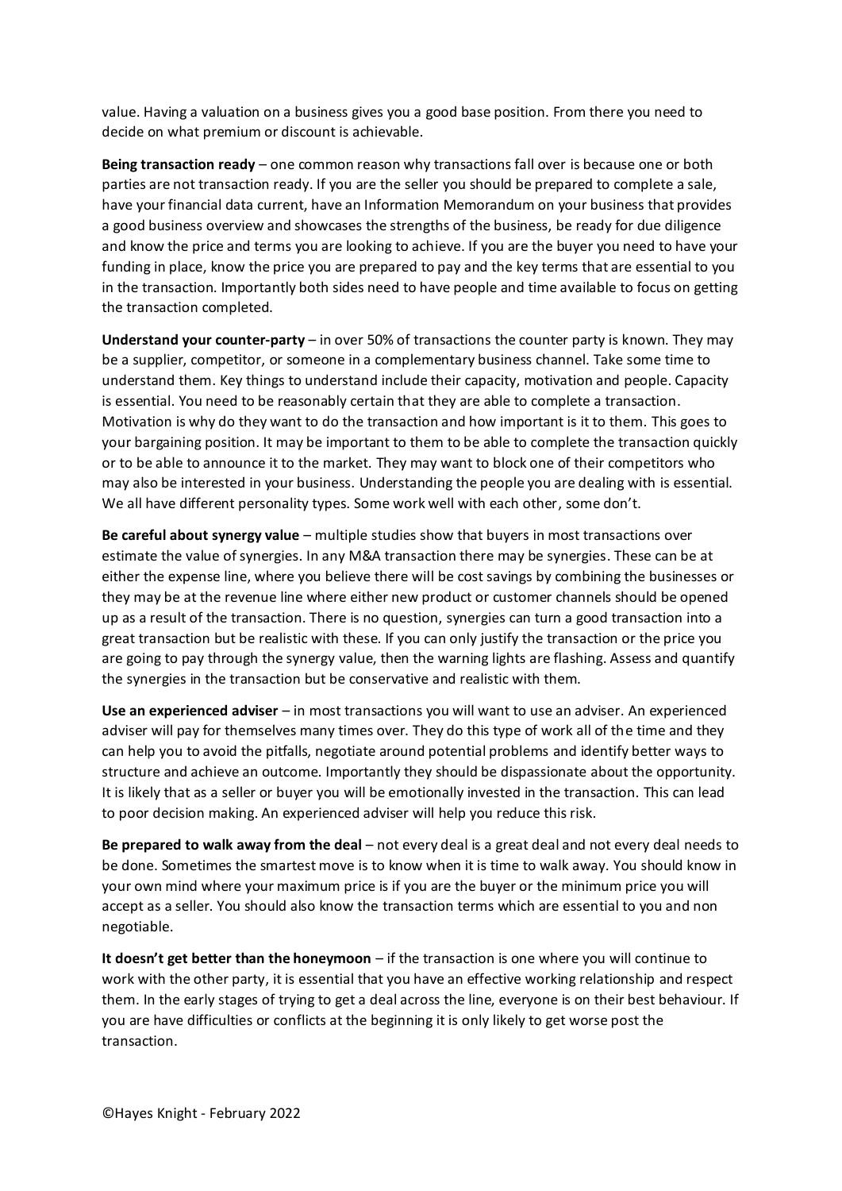value. Having a valuation on a business gives you a good base position. From there you need to decide on what premium or discount is achievable.

**Being transaction ready** – one common reason why transactions fall over is because one or both parties are not transaction ready. If you are the seller you should be prepared to complete a sale, have your financial data current, have an Information Memorandum on your business that provides a good business overview and showcases the strengths of the business, be ready for due diligence and know the price and terms you are looking to achieve. If you are the buyer you need to have your funding in place, know the price you are prepared to pay and the key terms that are essential to you in the transaction. Importantly both sides need to have people and time available to focus on getting the transaction completed.

**Understand your counter-party** – in over 50% of transactions the counter party is known. They may be a supplier, competitor, or someone in a complementary business channel. Take some time to understand them. Key things to understand include their capacity, motivation and people. Capacity is essential. You need to be reasonably certain that they are able to complete a transaction. Motivation is why do they want to do the transaction and how important is it to them. This goes to your bargaining position. It may be important to them to be able to complete the transaction quickly or to be able to announce it to the market. They may want to block one of their competitors who may also be interested in your business. Understanding the people you are dealing with is essential. We all have different personality types. Some work well with each other, some don't.

**Be careful about synergy value** – multiple studies show that buyers in most transactions over estimate the value of synergies. In any M&A transaction there may be synergies. These can be at either the expense line, where you believe there will be cost savings by combining the businesses or they may be at the revenue line where either new product or customer channels should be opened up as a result of the transaction. There is no question, synergies can turn a good transaction into a great transaction but be realistic with these. If you can only justify the transaction or the price you are going to pay through the synergy value, then the warning lights are flashing. Assess and quantify the synergies in the transaction but be conservative and realistic with them.

**Use an experienced adviser** – in most transactions you will want to use an adviser. An experienced adviser will pay for themselves many times over. They do this type of work all of the time and they can help you to avoid the pitfalls, negotiate around potential problems and identify better ways to structure and achieve an outcome. Importantly they should be dispassionate about the opportunity. It is likely that as a seller or buyer you will be emotionally invested in the transaction. This can lead to poor decision making. An experienced adviser will help you reduce this risk.

**Be prepared to walk away from the deal** – not every deal is a great deal and not every deal needs to be done. Sometimes the smartest move is to know when it is time to walk away. You should know in your own mind where your maximum price is if you are the buyer or the minimum price you will accept as a seller. You should also know the transaction terms which are essential to you and non negotiable.

**It doesn't get better than the honeymoon** – if the transaction is one where you will continue to work with the other party, it is essential that you have an effective working relationship and respect them. In the early stages of trying to get a deal across the line, everyone is on their best behaviour. If you are have difficulties or conflicts at the beginning it is only likely to get worse post the transaction.

©Hayes Knight - February 2022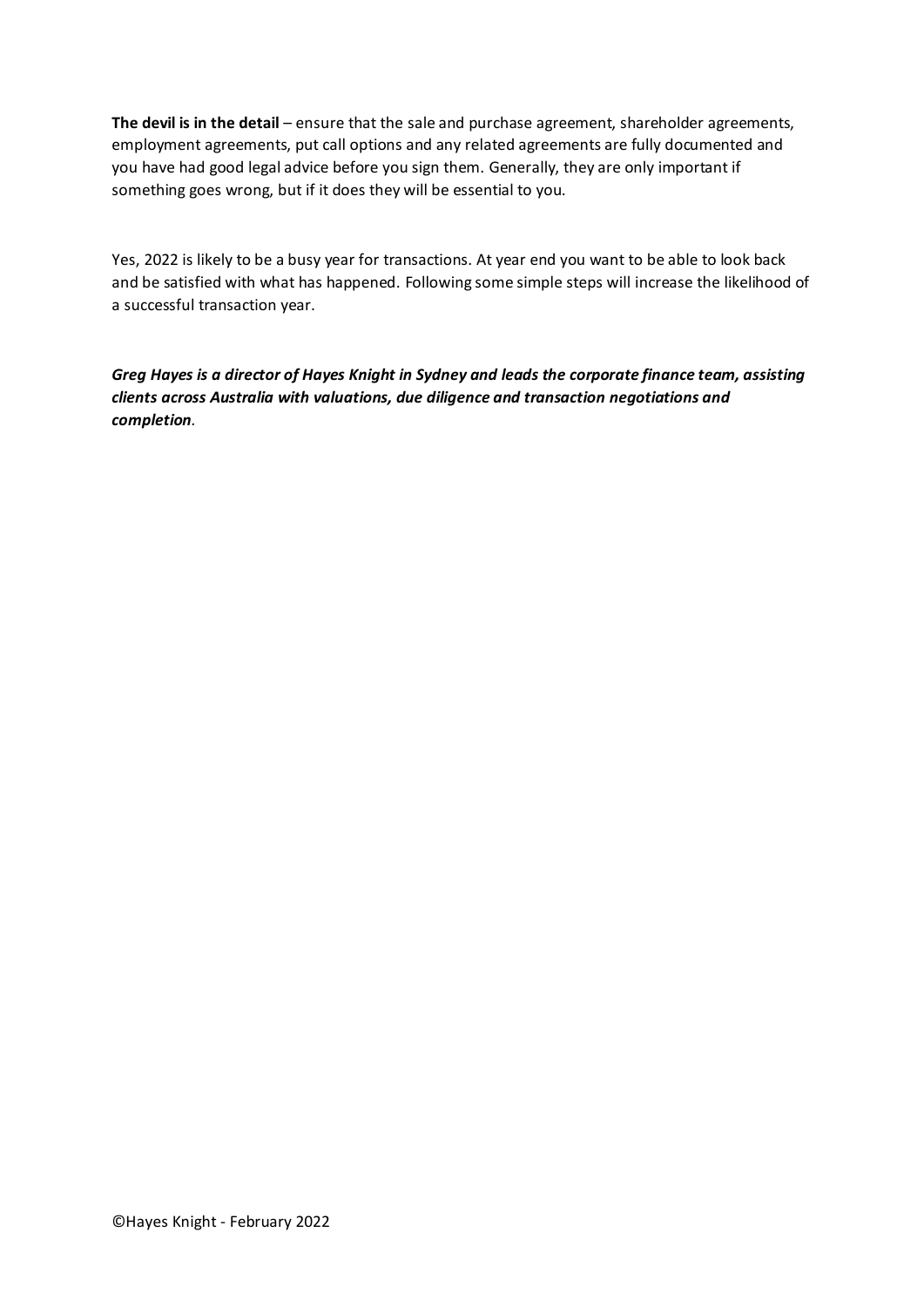**The devil is in the detail** – ensure that the sale and purchase agreement, shareholder agreements, employment agreements, put call options and any related agreements are fully documented and you have had good legal advice before you sign them. Generally, they are only important if something goes wrong, but if it does they will be essential to you.

Yes, 2022 is likely to be a busy year for transactions. At year end you want to be able to look back and be satisfied with what has happened. Following some simple steps will increase the likelihood of a successful transaction year.

***Greg Hayes is a director of Hayes Knight in Sydney and leads the corporate finance team, assisting clients across Australia with valuations, due diligence and transaction negotiations and completion***.

©Hayes Knight - February 2022